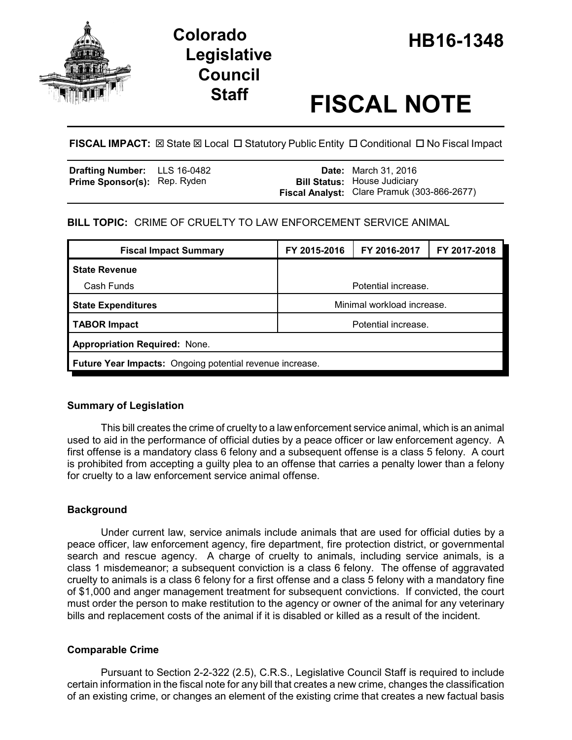# Colorado Legislative Council Staff

# HB16-1348

# FISCAL NOTE

**FISCAL IMPACT:** ☒ State ☒ Local ☐ Statutory Public Entity ☐ Conditional ☐ No Fiscal Impact

| | | | |
|---|---|---|---|
| **Drafting Number:** | LLS 16-0482 | **Date:** | March 31, 2016 |
| **Prime Sponsor(s):** | Rep. Ryden | **Bill Status:** | House Judiciary |
| | | **Fiscal Analyst:** | Clare Pramuk (303-866-2677) |

**BILL TOPIC:** CRIME OF CRUELTY TO LAW ENFORCEMENT SERVICE ANIMAL

| Fiscal Impact Summary | FY 2015-2016 | FY 2016-2017 | FY 2017-2018 |
|---|---|---|---|
| **State Revenue** | | | |
| Cash Funds | | Potential increase. | |
| **State Expenditures** | | Minimal workload increase. | |
| **TABOR Impact** | | Potential increase. | |
| **Appropriation Required:** None. | | | |
| **Future Year Impacts:** Ongoing potential revenue increase. | | | |

### Summary of Legislation

This bill creates the crime of cruelty to a law enforcement service animal, which is an animal used to aid in the performance of official duties by a peace officer or law enforcement agency. A first offense is a mandatory class 6 felony and a subsequent offense is a class 5 felony. A court is prohibited from accepting a guilty plea to an offense that carries a penalty lower than a felony for cruelty to a law enforcement service animal offense.

### Background

Under current law, service animals include animals that are used for official duties by a peace officer, law enforcement agency, fire department, fire protection district, or governmental search and rescue agency. A charge of cruelty to animals, including service animals, is a class 1 misdemeanor; a subsequent conviction is a class 6 felony. The offense of aggravated cruelty to animals is a class 6 felony for a first offense and a class 5 felony with a mandatory fine of $1,000 and anger management treatment for subsequent convictions. If convicted, the court must order the person to make restitution to the agency or owner of the animal for any veterinary bills and replacement costs of the animal if it is disabled or killed as a result of the incident.

### Comparable Crime

Pursuant to Section 2-2-322 (2.5), C.R.S., Legislative Council Staff is required to include certain information in the fiscal note for any bill that creates a new crime, changes the classification of an existing crime, or changes an element of the existing crime that creates a new factual basis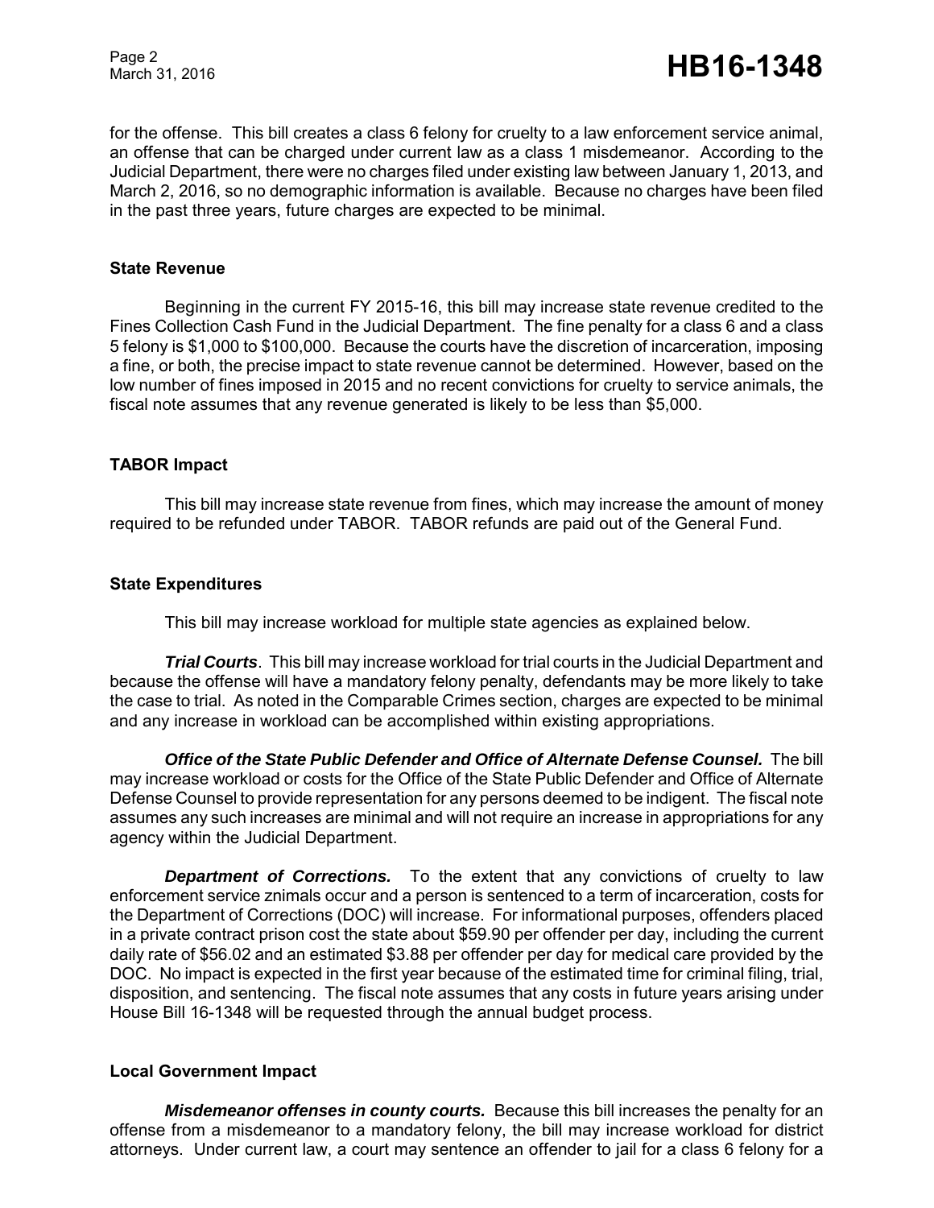for the offense. This bill creates a class 6 felony for cruelty to a law enforcement service animal, an offense that can be charged under current law as a class 1 misdemeanor. According to the Judicial Department, there were no charges filed under existing law between January 1, 2013, and March 2, 2016, so no demographic information is available. Because no charges have been filed in the past three years, future charges are expected to be minimal.

**State Revenue**

Beginning in the current FY 2015-16, this bill may increase state revenue credited to the Fines Collection Cash Fund in the Judicial Department. The fine penalty for a class 6 and a class 5 felony is $1,000 to $100,000. Because the courts have the discretion of incarceration, imposing a fine, or both, the precise impact to state revenue cannot be determined. However, based on the low number of fines imposed in 2015 and no recent convictions for cruelty to service animals, the fiscal note assumes that any revenue generated is likely to be less than $5,000.

**TABOR Impact**

This bill may increase state revenue from fines, which may increase the amount of money required to be refunded under TABOR. TABOR refunds are paid out of the General Fund.

**State Expenditures**

This bill may increase workload for multiple state agencies as explained below.

***Trial Courts***. This bill may increase workload for trial courts in the Judicial Department and because the offense will have a mandatory felony penalty, defendants may be more likely to take the case to trial. As noted in the Comparable Crimes section, charges are expected to be minimal and any increase in workload can be accomplished within existing appropriations.

***Office of the State Public Defender and Office of Alternate Defense Counsel.*** The bill may increase workload or costs for the Office of the State Public Defender and Office of Alternate Defense Counsel to provide representation for any persons deemed to be indigent. The fiscal note assumes any such increases are minimal and will not require an increase in appropriations for any agency within the Judicial Department.

***Department of Corrections.*** To the extent that any convictions of cruelty to law enforcement service znimals occur and a person is sentenced to a term of incarceration, costs for the Department of Corrections (DOC) will increase. For informational purposes, offenders placed in a private contract prison cost the state about $59.90 per offender per day, including the current daily rate of $56.02 and an estimated $3.88 per offender per day for medical care provided by the DOC. No impact is expected in the first year because of the estimated time for criminal filing, trial, disposition, and sentencing. The fiscal note assumes that any costs in future years arising under House Bill 16-1348 will be requested through the annual budget process.

**Local Government Impact**

***Misdemeanor offenses in county courts.*** Because this bill increases the penalty for an offense from a misdemeanor to a mandatory felony, the bill may increase workload for district attorneys. Under current law, a court may sentence an offender to jail for a class 6 felony for a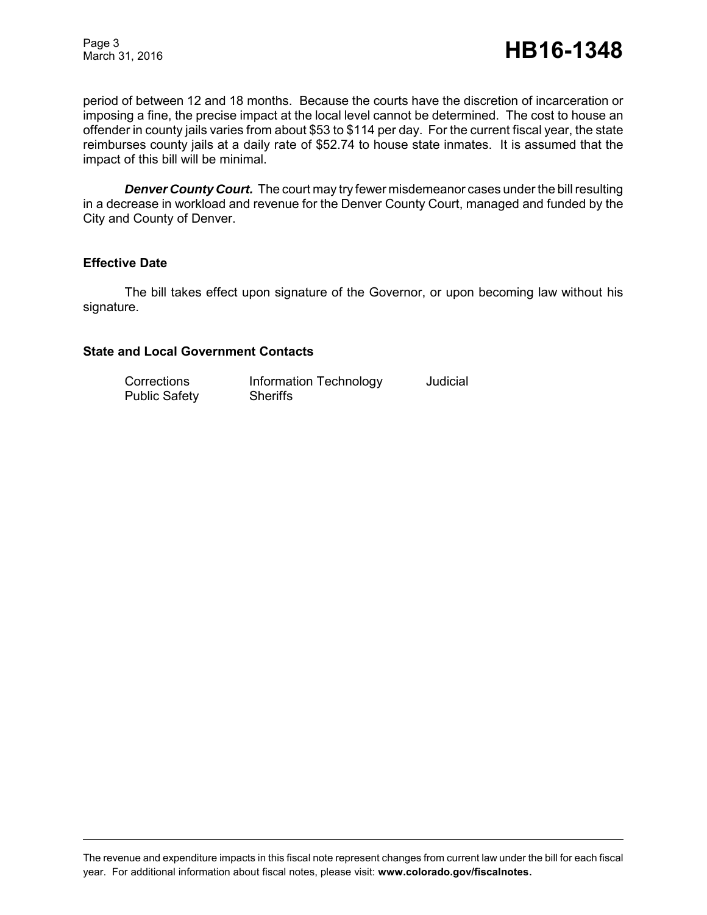period of between 12 and 18 months. Because the courts have the discretion of incarceration or imposing a fine, the precise impact at the local level cannot be determined. The cost to house an offender in county jails varies from about $53 to $114 per day. For the current fiscal year, the state reimburses county jails at a daily rate of $52.74 to house state inmates. It is assumed that the impact of this bill will be minimal.

***Denver County Court.*** The court may try fewer misdemeanor cases under the bill resulting in a decrease in workload and revenue for the Denver County Court, managed and funded by the City and County of Denver.

### Effective Date

The bill takes effect upon signature of the Governor, or upon becoming law without his signature.

### State and Local Government Contacts

| | | |
|---|---|---|
| Corrections | Information Technology | Judicial |
| Public Safety | Sheriffs | |

The revenue and expenditure impacts in this fiscal note represent changes from current law under the bill for each fiscal year. For additional information about fiscal notes, please visit: **www.colorado.gov/fiscalnotes.**